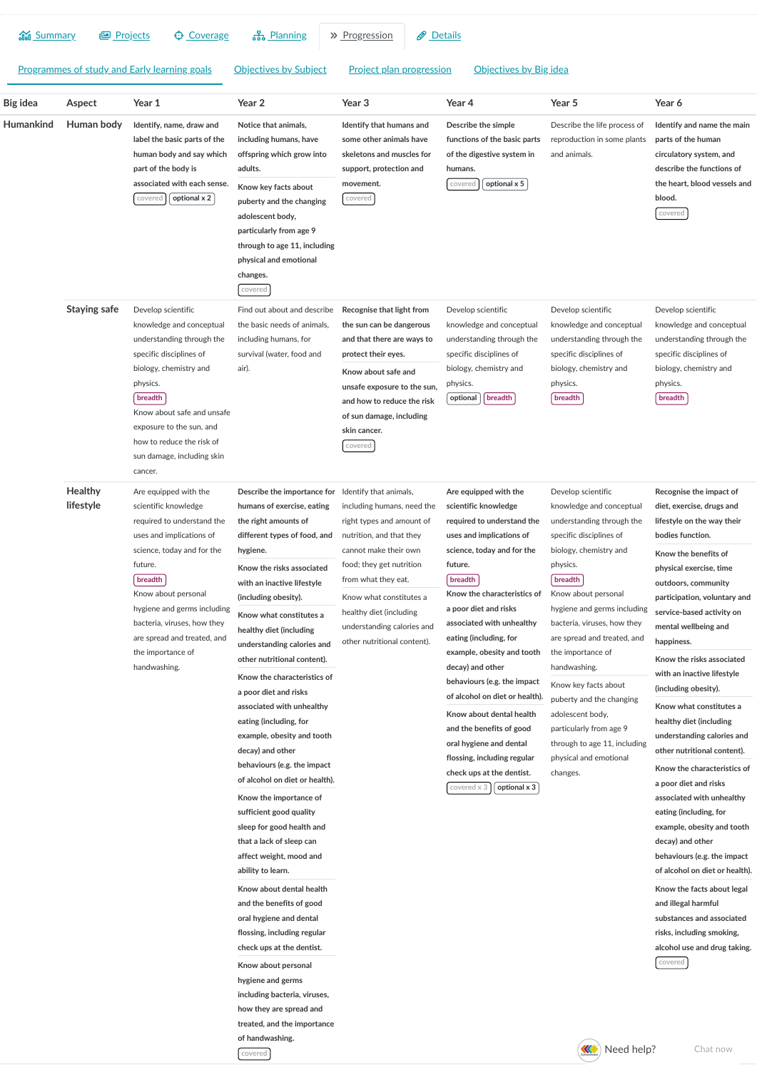Summary | Projects | Coverage | Planning | » Progression | Details

Programmes of study and Early learning goals | Objectives by Subject | Project plan progression | Objectives by Big idea

| Big idea | Aspect | Year 1 | Year 2 | Year 3 | Year 4 | Year 5 | Year 6 |
|---|---|---|---|---|---|---|---|
| Humankind | Human body | **Identify, name, draw and label the basic parts of the human body and say which part of the body is associated with each sense.** covered optional x 2 | Notice that animals, including humans, have offspring which grow into adults. **Know key facts about puberty and the changing adolescent body, particularly from age 9 through to age 11, including physical and emotional changes.** covered | **Identify that humans and some other animals have skeletons and muscles for support, protection and movement.** covered | **Describe the simple functions of the basic parts of the digestive system in humans.** covered optional x 5 | Describe the life process of reproduction in some plants and animals. | **Identify and name the main parts of the human circulatory system, and describe the functions of the heart, blood vessels and blood.** covered |
| | Staying safe | Develop scientific knowledge and conceptual understanding through the specific disciplines of biology, chemistry and physics. breadth Know about safe and unsafe exposure to the sun, and how to reduce the risk of sun damage, including skin cancer. | Find out about and describe the basic needs of animals, including humans, for survival (water, food and air). | **Recognise that light from the sun can be dangerous and that there are ways to protect their eyes. Know about safe and unsafe exposure to the sun, and how to reduce the risk of sun damage, including skin cancer.** covered | Develop scientific knowledge and conceptual understanding through the specific disciplines of biology, chemistry and physics. optional breadth | Develop scientific knowledge and conceptual understanding through the specific disciplines of biology, chemistry and physics. breadth | Develop scientific knowledge and conceptual understanding through the specific disciplines of biology, chemistry and physics. breadth |
| | Healthy lifestyle | Are equipped with the scientific knowledge required to understand the uses and implications of science, today and for the future. breadth Know about personal hygiene and germs including bacteria, viruses, how they are spread and treated, and the importance of handwashing. | **Describe the importance for humans of exercise, eating the right amounts of different types of food, and hygiene. Know the risks associated with an inactive lifestyle (including obesity). Know what constitutes a healthy diet (including understanding calories and other nutritional content). Know the characteristics of a poor diet and risks associated with unhealthy eating (including, for example, obesity and tooth decay) and other behaviours (e.g. the impact of alcohol on diet or health). Know the importance of sufficient good quality sleep for good health and that a lack of sleep can affect weight, mood and ability to learn. Know about dental health and the benefits of good oral hygiene and dental flossing, including regular check ups at the dentist. Know about personal hygiene and germs including bacteria, viruses, how they are spread and treated, and the importance of handwashing.** covered | Identify that animals, including humans, need the right types and amount of nutrition, and that they cannot make their own food; they get nutrition from what they eat. Know what constitutes a healthy diet (including understanding calories and other nutritional content). | **Are equipped with the scientific knowledge required to understand the uses and implications of science, today and for the future.** breadth **Know the characteristics of a poor diet and risks associated with unhealthy eating (including, for example, obesity and tooth decay) and other behaviours (e.g. the impact of alcohol on diet or health). Know about dental health and the benefits of good oral hygiene and dental flossing, including regular check ups at the dentist.** covered x 3 optional x 3 | Develop scientific knowledge and conceptual understanding through the specific disciplines of biology, chemistry and physics. breadth Know about personal hygiene and germs including bacteria, viruses, how they are spread and treated, and the importance of handwashing. Know key facts about puberty and the changing adolescent body, particularly from age 9 through to age 11, including physical and emotional changes. | **Recognise the impact of diet, exercise, drugs and lifestyle on the way their bodies function. Know the benefits of physical exercise, time outdoors, community participation, voluntary and service-based activity on mental wellbeing and happiness. Know the risks associated with an inactive lifestyle (including obesity). Know what constitutes a healthy diet (including understanding calories and other nutritional content). Know the characteristics of a poor diet and risks associated with unhealthy eating (including, for example, obesity and tooth decay) and other behaviours (e.g. the impact of alcohol on diet or health). Know the facts about legal and illegal harmful substances and associated risks, including smoking, alcohol use and drug taking.** covered |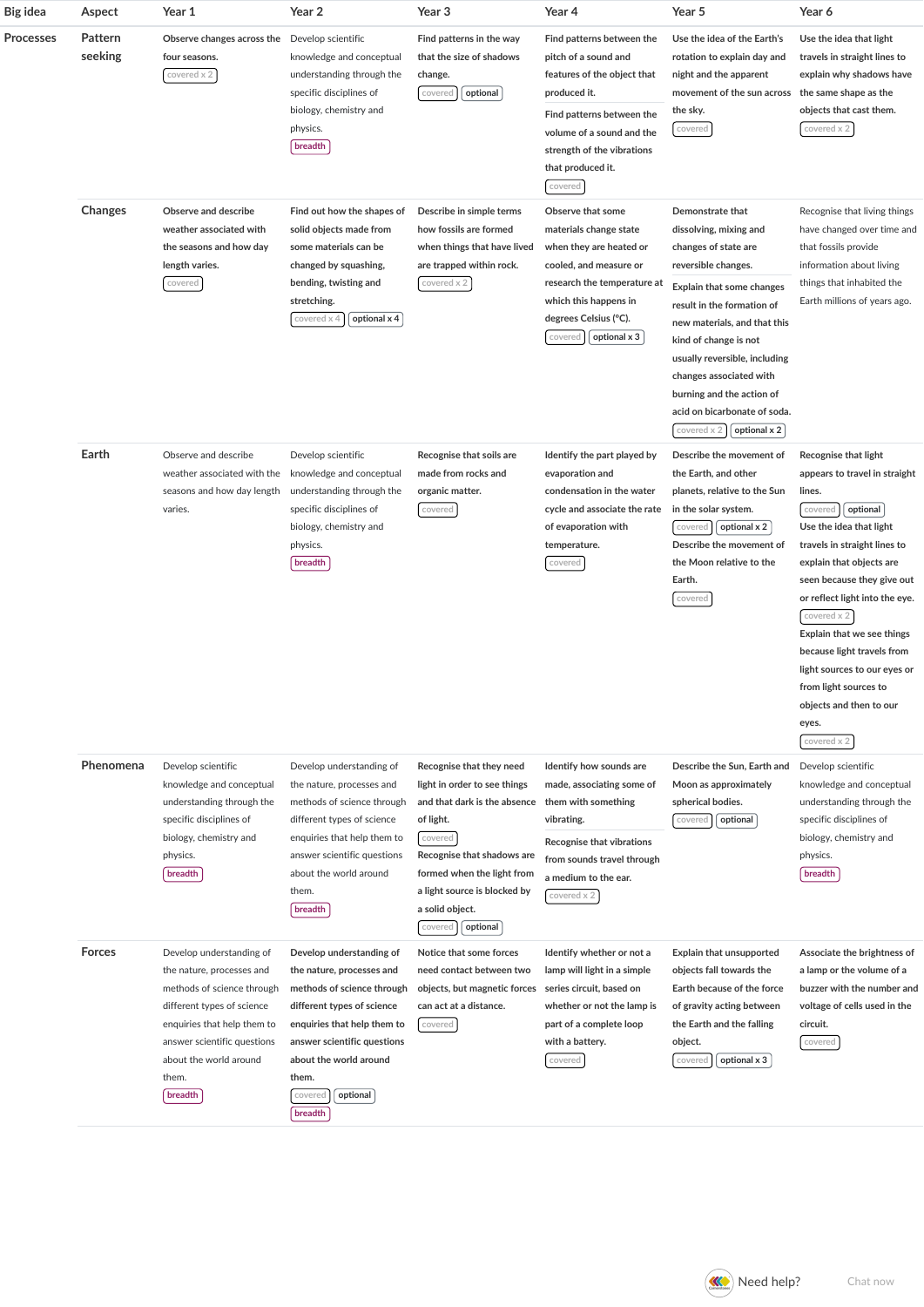| Big idea | Aspect | Year 1 | Year 2 | Year 3 | Year 4 | Year 5 | Year 6 |
|---|---|---|---|---|---|---|---|
| Processes | Pattern seeking | Observe changes across the four seasons. covered x 2 | Develop scientific knowledge and conceptual understanding through the specific disciplines of biology, chemistry and physics. breadth | Find patterns in the way that the size of shadows change. covered optional | Find patterns between the pitch of a sound and features of the object that produced it. Find patterns between the volume of a sound and the strength of the vibrations that produced it. covered | Use the idea of the Earth's rotation to explain day and night and the apparent movement of the sun across the sky. covered | Use the idea that light travels in straight lines to explain why shadows have the same shape as the objects that cast them. covered x 2 |
| | Changes | Observe and describe weather associated with the seasons and how day length varies. covered | Find out how the shapes of solid objects made from some materials can be changed by squashing, bending, twisting and stretching. covered x 4 optional x 4 | Describe in simple terms how fossils are formed when things that have lived are trapped within rock. covered x 2 | Observe that some materials change state when they are heated or cooled, and measure or research the temperature at which this happens in degrees Celsius (°C). covered optional x 3 | Demonstrate that dissolving, mixing and changes of state are reversible changes. Explain that some changes result in the formation of new materials, and that this kind of change is not usually reversible, including changes associated with burning and the action of acid on bicarbonate of soda. covered x 2 optional x 2 | Recognise that living things have changed over time and that fossils provide information about living things that inhabited the Earth millions of years ago. |
| | Earth | Observe and describe weather associated with the seasons and how day length varies. | Develop scientific knowledge and conceptual understanding through the specific disciplines of biology, chemistry and physics. breadth | Recognise that soils are made from rocks and organic matter. covered | Identify the part played by evaporation and condensation in the water cycle and associate the rate of evaporation with temperature. covered | Describe the movement of the Earth, and other planets, relative to the Sun in the solar system. covered optional x 2 Describe the movement of the Moon relative to the Earth. covered | Recognise that light appears to travel in straight lines. covered optional Use the idea that light travels in straight lines to explain that objects are seen because they give out or reflect light into the eye. covered x 2 Explain that we see things because light travels from light sources to our eyes or from light sources to objects and then to our eyes. covered x 2 |
| | Phenomena | Develop scientific knowledge and conceptual understanding through the specific disciplines of biology, chemistry and physics. breadth | Develop understanding of the nature, processes and methods of science through different types of science enquiries that help them to answer scientific questions about the world around them. breadth | Recognise that they need light in order to see things and that dark is the absence of light. covered Recognise that shadows are formed when the light from a light source is blocked by a solid object. covered optional | Identify how sounds are made, associating some of them with something vibrating. Recognise that vibrations from sounds travel through a medium to the ear. covered x 2 | Describe the Sun, Earth and Moon as approximately spherical bodies. covered optional | Develop scientific knowledge and conceptual understanding through the specific disciplines of biology, chemistry and physics. breadth |
| | Forces | Develop understanding of the nature, processes and methods of science through different types of science enquiries that help them to answer scientific questions about the world around them. breadth | Develop understanding of the nature, processes and methods of science through different types of science enquiries that help them to answer scientific questions about the world around them. covered optional breadth | Notice that some forces need contact between two objects, but magnetic forces can act at a distance. covered | Identify whether or not a lamp will light in a simple series circuit, based on whether or not the lamp is part of a complete loop with a battery. covered | Explain that unsupported objects fall towards the Earth because of the force of gravity acting between the Earth and the falling object. covered optional x 3 | Associate the brightness of a lamp or the volume of a buzzer with the number and voltage of cells used in the circuit. covered |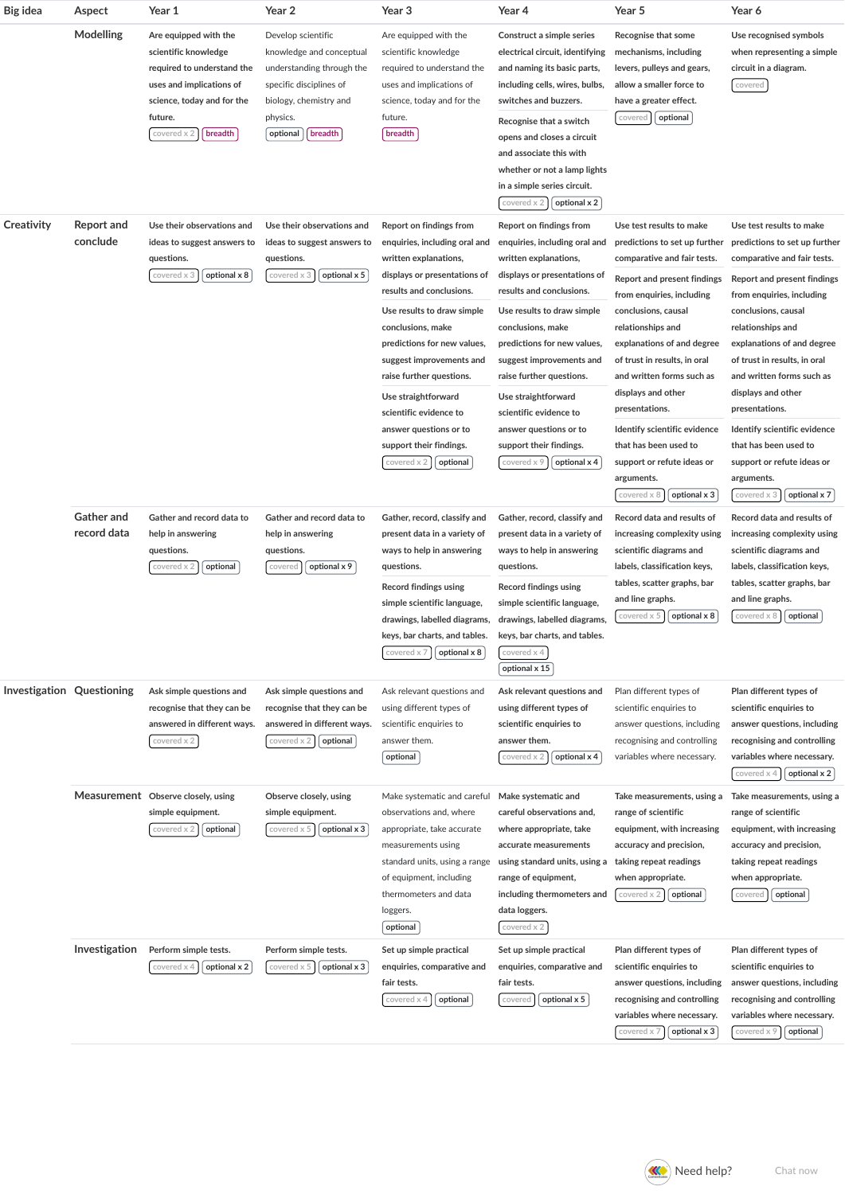| Big idea | Aspect | Year 1 | Year 2 | Year 3 | Year 4 | Year 5 | Year 6 |
|---|---|---|---|---|---|---|---|
| | Modelling | Are equipped with the scientific knowledge required to understand the uses and implications of science, today and for the future. covered x 2 breadth | Develop scientific knowledge and conceptual understanding through the specific disciplines of biology, chemistry and physics. optional breadth | Are equipped with the scientific knowledge required to understand the uses and implications of science, today and for the future. breadth | Construct a simple series electrical circuit, identifying and naming its basic parts, including cells, wires, bulbs, switches and buzzers. Recognise that a switch opens and closes a circuit and associate this with whether or not a lamp lights in a simple series circuit. covered x 2 optional x 2 | Recognise that some mechanisms, including levers, pulleys and gears, allow a smaller force to have a greater effect. covered optional | Use recognised symbols when representing a simple circuit in a diagram. covered |
| Creativity | Report and conclude | Use their observations and ideas to suggest answers to questions. covered x 3 optional x 8 | Use their observations and ideas to suggest answers to questions. covered x 3 optional x 5 | Report on findings from enquiries, including oral and written explanations, displays or presentations of results and conclusions. Use results to draw simple conclusions, make predictions for new values, suggest improvements and raise further questions. Use straightforward scientific evidence to answer questions or to support their findings. covered x 2 optional | Report on findings from enquiries, including oral and written explanations, displays or presentations of results and conclusions. Use results to draw simple conclusions, make predictions for new values, suggest improvements and raise further questions. Use straightforward scientific evidence to answer questions or to support their findings. covered x 9 optional x 4 | Use test results to make predictions to set up further comparative and fair tests. Report and present findings from enquiries, including conclusions, causal relationships and explanations of and degree of trust in results, in oral and written forms such as displays and other presentations. Identify scientific evidence that has been used to support or refute ideas or arguments. covered x 8 optional x 3 | Use test results to make predictions to set up further comparative and fair tests. Report and present findings from enquiries, including conclusions, causal relationships and explanations of and degree of trust in results, in oral and written forms such as displays and other presentations. Identify scientific evidence that has been used to support or refute ideas or arguments. covered x 3 optional x 7 |
| | Gather and record data | Gather and record data to help in answering questions. covered x 2 optional | Gather and record data to help in answering questions. covered optional x 9 | Gather, record, classify and present data in a variety of ways to help in answering questions. Record findings using simple scientific language, drawings, labelled diagrams, keys, bar charts, and tables. covered x 7 optional x 8 | Gather, record, classify and present data in a variety of ways to help in answering questions. Record findings using simple scientific language, drawings, labelled diagrams, keys, bar charts, and tables. covered x 4 optional x 15 | Record data and results of increasing complexity using scientific diagrams and labels, classification keys, tables, scatter graphs, bar and line graphs. covered x 5 optional x 8 | Record data and results of increasing complexity using scientific diagrams and labels, classification keys, tables, scatter graphs, bar and line graphs. covered x 8 optional |
| Investigation | Questioning | Ask simple questions and recognise that they can be answered in different ways. covered x 2 | Ask simple questions and recognise that they can be answered in different ways. covered x 2 optional | Ask relevant questions and using different types of scientific enquiries to answer them. optional | Ask relevant questions and using different types of scientific enquiries to answer them. covered x 2 optional x 4 | Plan different types of scientific enquiries to answer questions, including recognising and controlling variables where necessary. | Plan different types of scientific enquiries to answer questions, including recognising and controlling variables where necessary. covered x 4 optional x 2 |
| | Measurement | Observe closely, using simple equipment. covered x 2 optional | Observe closely, using simple equipment. covered x 5 optional x 3 | Make systematic and careful observations and, where appropriate, take accurate measurements using standard units, using a range of equipment, including thermometers and data loggers. optional | Make systematic and careful observations and, where appropriate, take accurate measurements using standard units, using a range of equipment, including thermometers and data loggers. covered x 2 | Take measurements, using a range of scientific equipment, with increasing accuracy and precision, taking repeat readings when appropriate. covered x 2 optional | Take measurements, using a range of scientific equipment, with increasing accuracy and precision, taking repeat readings when appropriate. covered optional |
| | Investigation | Perform simple tests. covered x 4 optional x 2 | Perform simple tests. covered x 5 optional x 3 | Set up simple practical enquiries, comparative and fair tests. covered x 4 optional | Set up simple practical enquiries, comparative and fair tests. covered optional x 5 | Plan different types of scientific enquiries to answer questions, including recognising and controlling variables where necessary. covered x 7 optional x 3 | Plan different types of scientific enquiries to answer questions, including recognising and controlling variables where necessary. covered x 9 optional |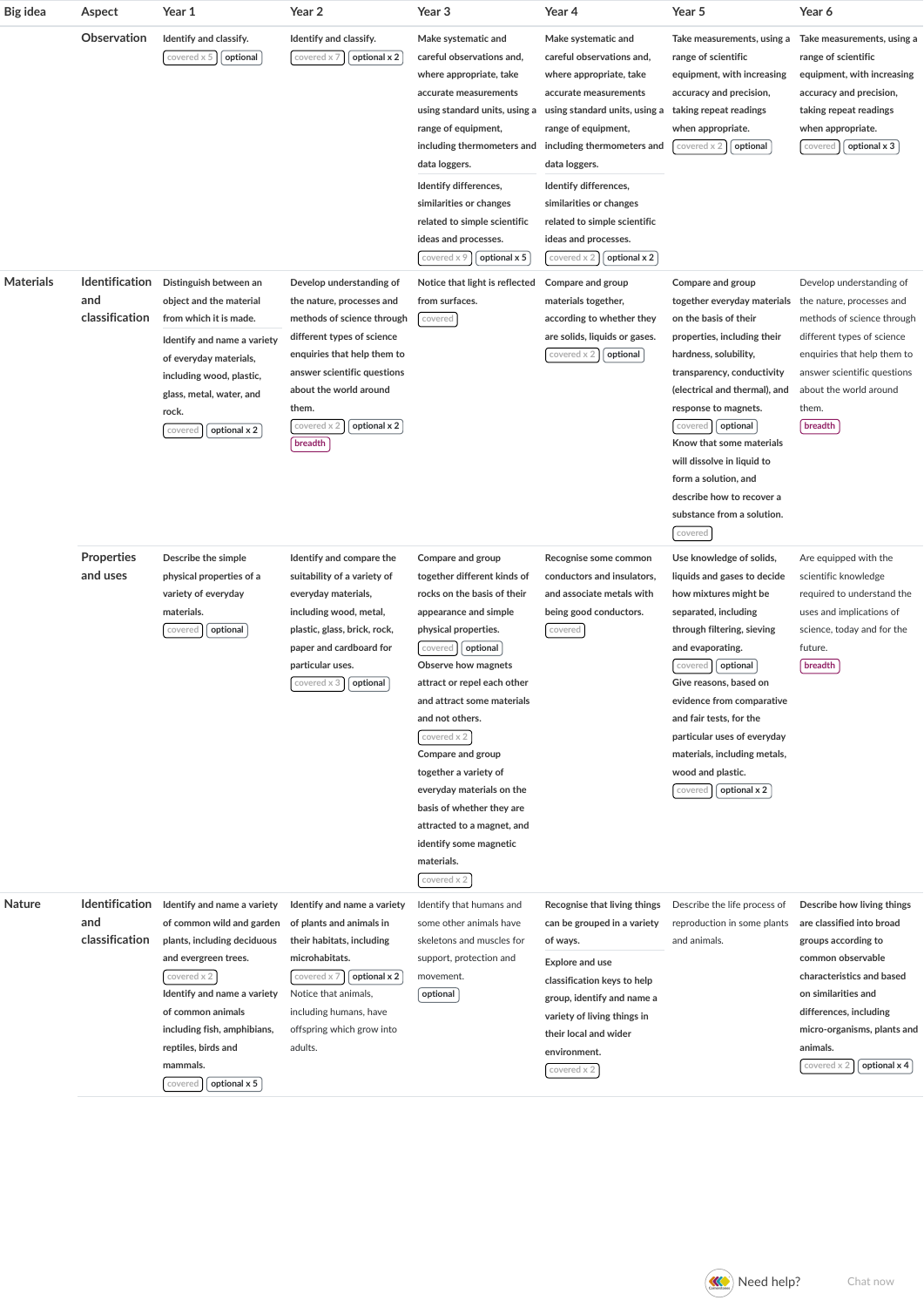| Big idea | Aspect | Year 1 | Year 2 | Year 3 | Year 4 | Year 5 | Year 6 |
|---|---|---|---|---|---|---|---|
| | Observation | Identify and classify. covered x 5 optional | Identify and classify. covered x 7 optional x 2 | Make systematic and careful observations and, where appropriate, take accurate measurements using standard units, using a range of equipment, including thermometers and data loggers.<br>Identify differences, similarities or changes related to simple scientific ideas and processes. covered x 9 optional x 5 | Make systematic and careful observations and, where appropriate, take accurate measurements using standard units, using a range of equipment, including thermometers and data loggers.<br>Identify differences, similarities or changes related to simple scientific ideas and processes. covered x 2 optional x 2 | Take measurements, using a range of scientific equipment, with increasing accuracy and precision, taking repeat readings when appropriate. covered x 2 optional | Take measurements, using a range of scientific equipment, with increasing accuracy and precision, taking repeat readings when appropriate. covered optional x 3 |
| Materials | Identification and classification | Distinguish between an object and the material from which it is made.<br>Identify and name a variety of everyday materials, including wood, plastic, glass, metal, water, and rock. covered optional x 2 | Develop understanding of the nature, processes and methods of science through different types of science enquiries that help them to answer scientific questions about the world around them. covered x 2 optional x 2 breadth | Notice that light is reflected from surfaces. covered | Compare and group materials together, according to whether they are solids, liquids or gases. covered x 2 optional | Compare and group together everyday materials on the basis of their properties, including their hardness, solubility, transparency, conductivity (electrical and thermal), and response to magnets. covered optional<br>Know that some materials will dissolve in liquid to form a solution, and describe how to recover a substance from a solution. covered | Develop understanding of the nature, processes and methods of science through different types of science enquiries that help them to answer scientific questions about the world around them. breadth |
| | Properties and uses | Describe the simple physical properties of a variety of everyday materials. covered optional | Identify and compare the suitability of a variety of everyday materials, including wood, metal, plastic, glass, brick, rock, paper and cardboard for particular uses. covered x 3 optional | Compare and group together different kinds of rocks on the basis of their appearance and simple physical properties. covered optional<br>Observe how magnets attract or repel each other and attract some materials and not others. covered x 2<br>Compare and group together a variety of everyday materials on the basis of whether they are attracted to a magnet, and identify some magnetic materials. covered x 2 | Recognise some common conductors and insulators, and associate metals with being good conductors. covered | Use knowledge of solids, liquids and gases to decide how mixtures might be separated, including through filtering, sieving and evaporating. covered optional<br>Give reasons, based on evidence from comparative and fair tests, for the particular uses of everyday materials, including metals, wood and plastic. covered optional x 2 | Are equipped with the scientific knowledge required to understand the uses and implications of science, today and for the future. breadth |
| Nature | Identification and classification | Identify and name a variety of common wild and garden plants, including deciduous and evergreen trees. covered x 2<br>Identify and name a variety of common animals including fish, amphibians, reptiles, birds and mammals. covered optional x 5 | Identify and name a variety of plants and animals in their habitats, including microhabitats. covered x 7 optional x 2<br>Notice that animals, including humans, have offspring which grow into adults. | Identify that humans and some other animals have skeletons and muscles for support, protection and movement. optional | Recognise that living things can be grouped in a variety of ways.<br>Explore and use classification keys to help group, identify and name a variety of living things in their local and wider environment. covered x 2 | Describe the life process of reproduction in some plants and animals. | Describe how living things are classified into broad groups according to common observable characteristics and based on similarities and differences, including micro-organisms, plants and animals. covered x 2 optional x 4 |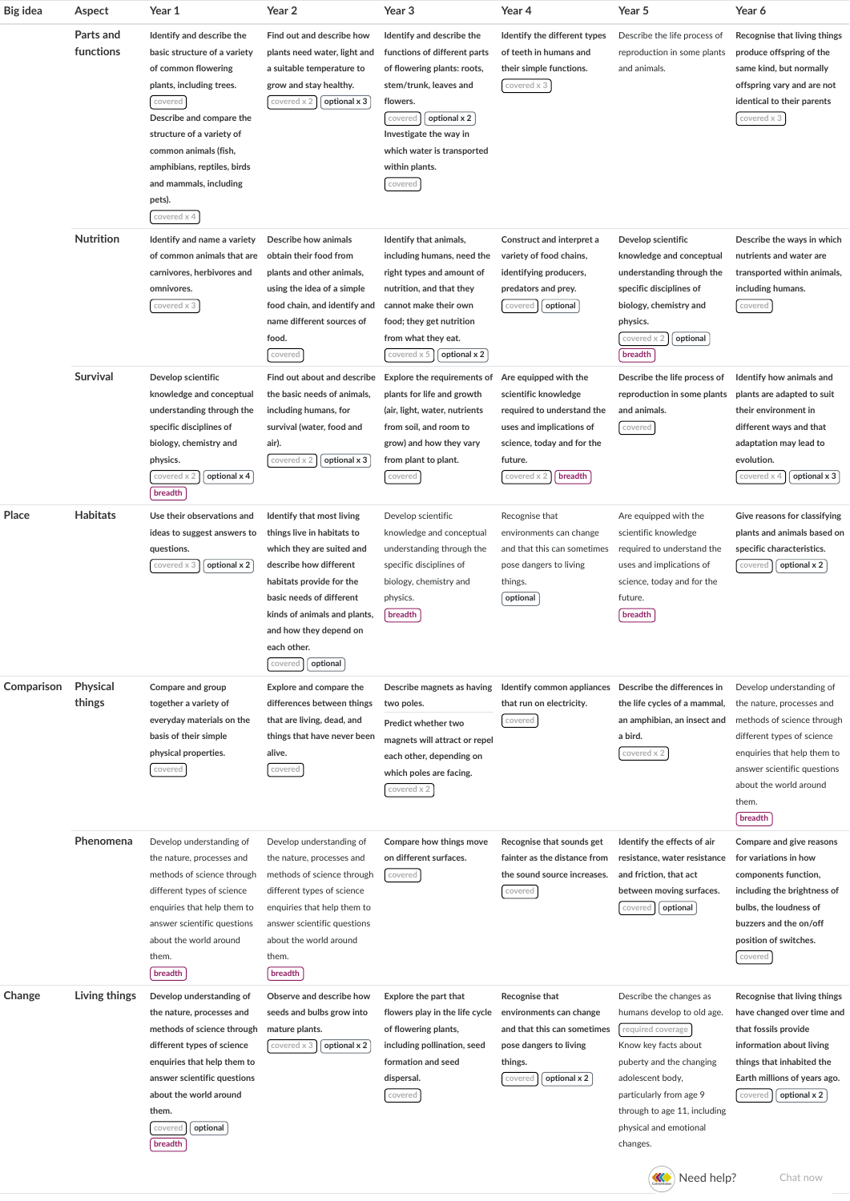| Big idea | Aspect | Year 1 | Year 2 | Year 3 | Year 4 | Year 5 | Year 6 |
|---|---|---|---|---|---|---|---|
| | Parts and functions | Identify and describe the basic structure of a variety of common flowering plants, including trees. covered Describe and compare the structure of a variety of common animals (fish, amphibians, reptiles, birds and mammals, including pets). covered x 4 | Find out and describe how plants need water, light and a suitable temperature to grow and stay healthy. covered x 2 optional x 3 | Identify and describe the functions of different parts of flowering plants: roots, stem/trunk, leaves and flowers. covered optional x 2 Investigate the way in which water is transported within plants. covered | Identify the different types of teeth in humans and their simple functions. covered x 3 | Describe the life process of reproduction in some plants and animals. | Recognise that living things produce offspring of the same kind, but normally offspring vary and are not identical to their parents covered x 3 |
| | Nutrition | Identify and name a variety of common animals that are carnivores, herbivores and omnivores. covered x 3 | Describe how animals obtain their food from plants and other animals, using the idea of a simple food chain, and identify and name different sources of food. covered | Identify that animals, including humans, need the right types and amount of nutrition, and that they cannot make their own food; they get nutrition from what they eat. covered x 5 optional x 2 | Construct and interpret a variety of food chains, identifying producers, predators and prey. covered optional | Develop scientific knowledge and conceptual understanding through the specific disciplines of biology, chemistry and physics. covered x 2 optional breadth | Describe the ways in which nutrients and water are transported within animals, including humans. covered |
| | Survival | Develop scientific knowledge and conceptual understanding through the specific disciplines of biology, chemistry and physics. covered x 2 optional x 4 breadth | Find out about and describe the basic needs of animals, including humans, for survival (water, food and air). covered x 2 optional x 3 | Explore the requirements of plants for life and growth (air, light, water, nutrients from soil, and room to grow) and how they vary from plant to plant. covered | Are equipped with the scientific knowledge required to understand the uses and implications of science, today and for the future. covered x 2 breadth | Describe the life process of reproduction in some plants and animals. covered | Identify how animals and plants are adapted to suit their environment in different ways and that adaptation may lead to evolution. covered x 4 optional x 3 |
| Place | Habitats | Use their observations and ideas to suggest answers to questions. covered x 3 optional x 2 | Identify that most living things live in habitats to which they are suited and describe how different habitats provide for the basic needs of different kinds of animals and plants, and how they depend on each other. covered optional | Develop scientific knowledge and conceptual understanding through the specific disciplines of biology, chemistry and physics. breadth | Recognise that environments can change and that this can sometimes pose dangers to living things. optional | Are equipped with the scientific knowledge required to understand the uses and implications of science, today and for the future. breadth | Give reasons for classifying plants and animals based on specific characteristics. covered optional x 2 |
| Comparison | Physical things | Compare and group together a variety of everyday materials on the basis of their simple physical properties. covered | Explore and compare the differences between things that are living, dead, and things that have never been alive. covered | Describe magnets as having two poles. Predict whether two magnets will attract or repel each other, depending on which poles are facing. covered x 2 | Identify common appliances that run on electricity. covered | Describe the differences in the life cycles of a mammal, an amphibian, an insect and a bird. covered x 2 | Develop understanding of the nature, processes and methods of science through different types of science enquiries that help them to answer scientific questions about the world around them. breadth |
| | Phenomena | Develop understanding of the nature, processes and methods of science through different types of science enquiries that help them to answer scientific questions about the world around them. breadth | Develop understanding of the nature, processes and methods of science through different types of science enquiries that help them to answer scientific questions about the world around them. breadth | Compare how things move on different surfaces. covered | Recognise that sounds get fainter as the distance from the sound source increases. covered | Identify the effects of air resistance, water resistance and friction, that act between moving surfaces. covered optional | Compare and give reasons for variations in how components function, including the brightness of bulbs, the loudness of buzzers and the on/off position of switches. covered |
| Change | Living things | Develop understanding of the nature, processes and methods of science through different types of science enquiries that help them to answer scientific questions about the world around them. covered optional breadth | Observe and describe how seeds and bulbs grow into mature plants. covered x 3 optional x 2 | Explore the part that flowers play in the life cycle of flowering plants, including pollination, seed formation and seed dispersal. covered | Recognise that environments can change and that this can sometimes pose dangers to living things. covered optional x 2 | Describe the changes as humans develop to old age. required coverage Know key facts about puberty and the changing adolescent body, particularly from age 9 through to age 11, including physical and emotional changes. | Recognise that living things have changed over time and that fossils provide information about living things that inhabited the Earth millions of years ago. covered optional x 2 |